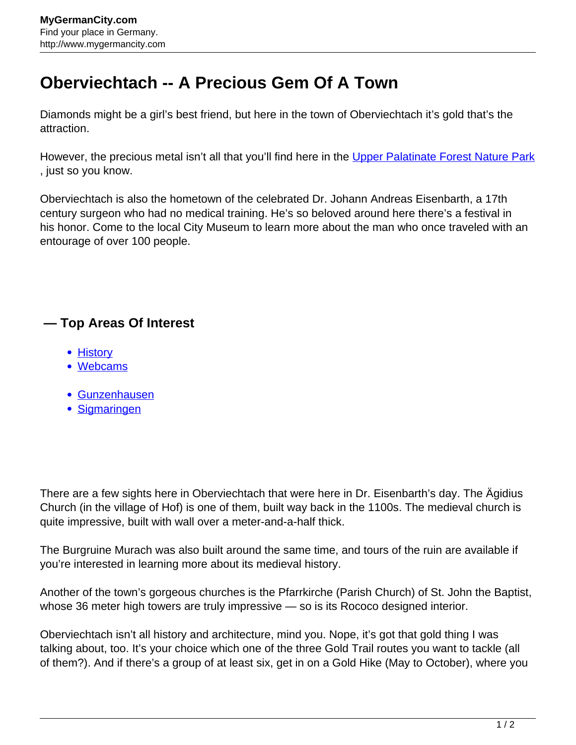# Oberviechtach -- A Precious Gem Of A Town

Diamonds might be a girl's best friend, but here in the town of Oberviechtach it's gold that's the attraction.

However, the precious metal isn't all that you'll find here in the Upper Palatinate Forest Nature Park , just so you know.

Oberviechtach is also the hometown of the celebrated Dr. Johann Andreas Eisenbarth, a 17th century surgeon who had no medical training. He's so beloved around here there's a festival in his honor. Come to the local City Museum to learn more about the man who once traveled with an entourage of over 100 people.

## — Top Areas Of Interest

- History
- Webcams

- Gunzenhausen
- Sigmaringen

There are a few sights here in Oberviechtach that were here in Dr. Eisenbarth's day. The Ägidius Church (in the village of Hof) is one of them, built way back in the 1100s. The medieval church is quite impressive, built with wall over a meter-and-a-half thick.

The Burgruine Murach was also built around the same time, and tours of the ruin are available if you're interested in learning more about its medieval history.

Another of the town's gorgeous churches is the Pfarrkirche (Parish Church) of St. John the Baptist, whose 36 meter high towers are truly impressive — so is its Rococo designed interior.

Oberviechtach isn't all history and architecture, mind you. Nope, it's got that gold thing I was talking about, too. It's your choice which one of the three Gold Trail routes you want to tackle (all of them?). And if there's a group of at least six, get in on a Gold Hike (May to October), where you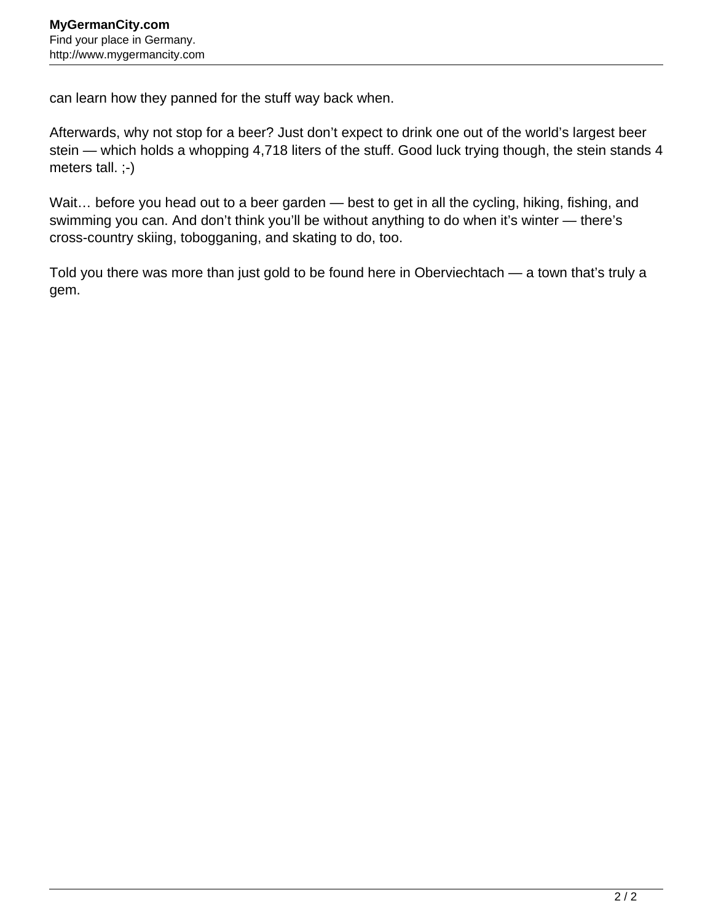can learn how they panned for the stuff way back when.

Afterwards, why not stop for a beer? Just don’t expect to drink one out of the world’s largest beer stein — which holds a whopping 4,718 liters of the stuff. Good luck trying though, the stein stands 4 meters tall. ;-)

Wait… before you head out to a beer garden — best to get in all the cycling, hiking, fishing, and swimming you can. And don’t think you’ll be without anything to do when it’s winter — there’s cross-country skiing, tobogganing, and skating to do, too.

Told you there was more than just gold to be found here in Oberviechtach — a town that’s truly a gem.